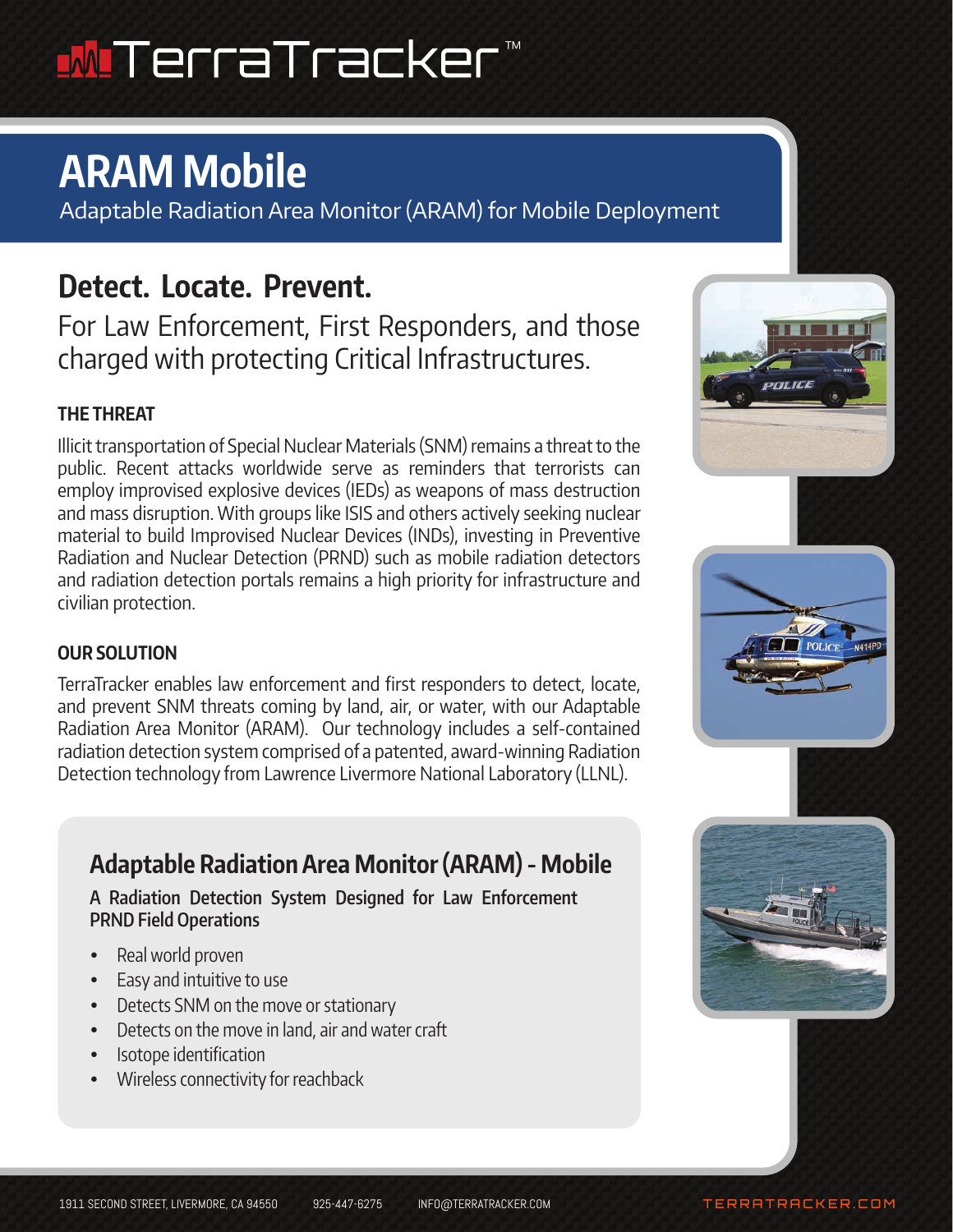TerraTracker™

# ARAM Mobile

Adaptable Radiation Area Monitor (ARAM) for Mobile Deployment

## Detect. Locate. Prevent.

For Law Enforcement, First Responders, and those charged with protecting Critical Infrastructures.

### THE THREAT

Illicit transportation of Special Nuclear Materials (SNM) remains a threat to the public. Recent attacks worldwide serve as reminders that terrorists can employ improvised explosive devices (IEDs) as weapons of mass destruction and mass disruption. With groups like ISIS and others actively seeking nuclear material to build Improvised Nuclear Devices (INDs), investing in Preventive Radiation and Nuclear Detection (PRND) such as mobile radiation detectors and radiation detection portals remains a high priority for infrastructure and civilian protection.

### OUR SOLUTION

TerraTracker enables law enforcement and first responders to detect, locate, and prevent SNM threats coming by land, air, or water, with our Adaptable Radiation Area Monitor (ARAM). Our technology includes a self-contained radiation detection system comprised of a patented, award-winning Radiation Detection technology from Lawrence Livermore National Laboratory (LLNL).

### Adaptable Radiation Area Monitor (ARAM) - Mobile

**A Radiation Detection System Designed for Law Enforcement PRND Field Operations**

- Real world proven
- Easy and intuitive to use
- Detects SNM on the move or stationary
- Detects on the move in land, air and water craft
- Isotope identification
- Wireless connectivity for reachback

1911 SECOND STREET, LIVERMORE, CA 94550 925-447-6275 INFO@TERRATRACKER.COM TERRATRACKER.COM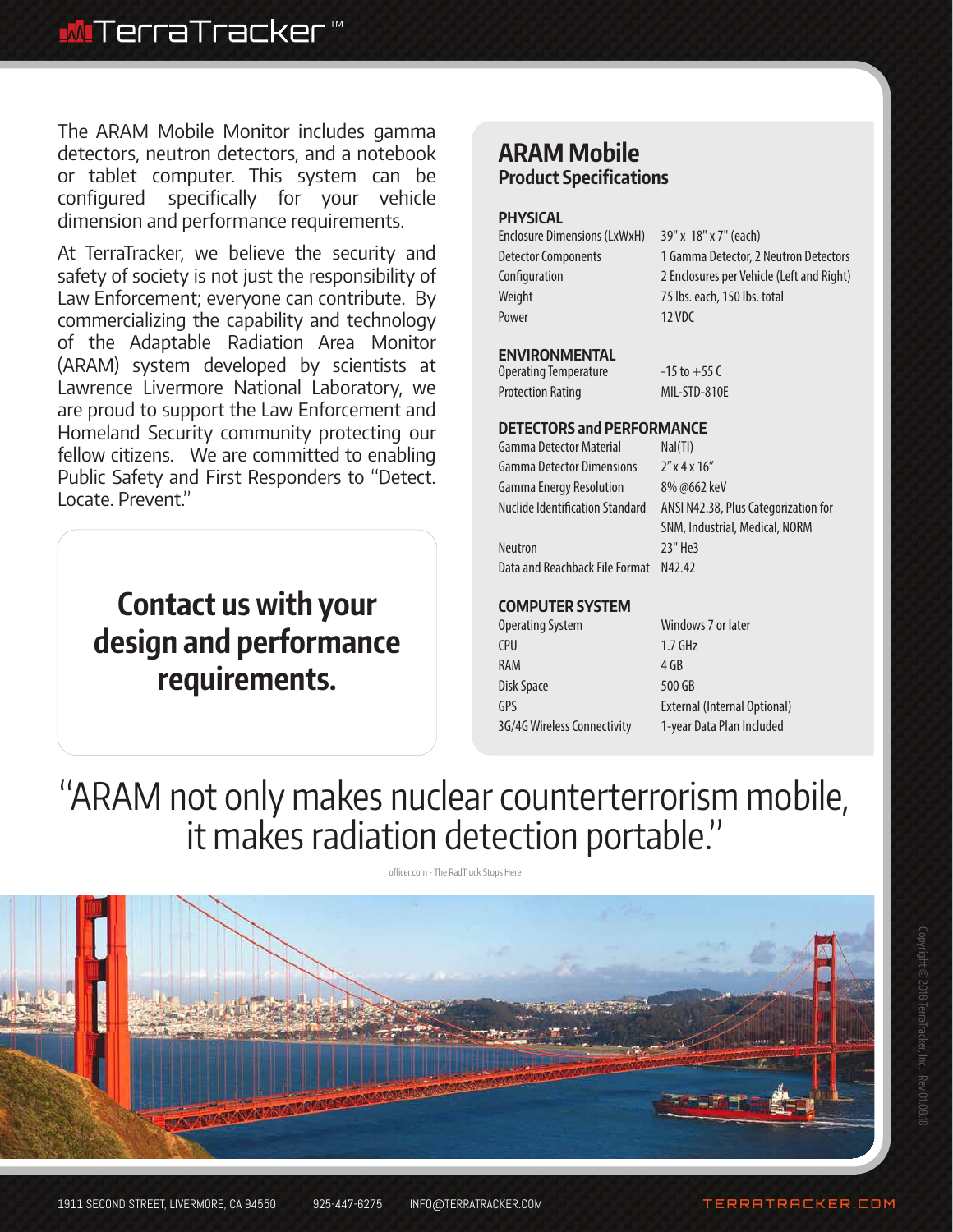TerraTracker™

The ARAM Mobile Monitor includes gamma detectors, neutron detectors, and a notebook or tablet computer. This system can be configured specifically for your vehicle dimension and performance requirements.

At TerraTracker, we believe the security and safety of society is not just the responsibility of Law Enforcement; everyone can contribute. By commercializing the capability and technology of the Adaptable Radiation Area Monitor (ARAM) system developed by scientists at Lawrence Livermore National Laboratory, we are proud to support the Law Enforcement and Homeland Security community protecting our fellow citizens. We are committed to enabling Public Safety and First Responders to "Detect. Locate. Prevent."

**Contact us with your design and performance requirements.**

## ARAM Mobile

### Product Specifications

#### PHYSICAL

| | |
|---|---|
| Enclosure Dimensions (LxWxH) | 39" x 18" x 7" (each) |
| Detector Components | 1 Gamma Detector, 2 Neutron Detectors |
| Configuration | 2 Enclosures per Vehicle (Left and Right) |
| Weight | 75 lbs. each, 150 lbs. total |
| Power | 12 VDC |

#### ENVIRONMENTAL

| | |
|---|---|
| Operating Temperature | -15 to +55 C |
| Protection Rating | MIL-STD-810E |

#### DETECTORS and PERFORMANCE

| | |
|---|---|
| Gamma Detector Material | NaI(Tl) |
| Gamma Detector Dimensions | 2" x 4 x 16" |
| Gamma Energy Resolution | 8% @662 keV |
| Nuclide Identification Standard | ANSI N42.38, Plus Categorization for SNM, Industrial, Medical, NORM |
| Neutron | 23" He3 |
| Data and Reachback File Format | N42.42 |

#### COMPUTER SYSTEM

| | |
|---|---|
| Operating System | Windows 7 or later |
| CPU | 1.7 GHz |
| RAM | 4 GB |
| Disk Space | 500 GB |
| GPS | External (Internal Optional) |
| 3G/4G Wireless Connectivity | 1-year Data Plan Included |

"ARAM not only makes nuclear counterterrorism mobile, it makes radiation detection portable."

officer.com - The RadTruck Stops Here

Copyright © 2018 TerraTracker, Inc. Rev 01.08.18

1911 SECOND STREET, LIVERMORE, CA 94550 925-447-6275 INFO@TERRATRACKER.COM TERRATRACKER.COM